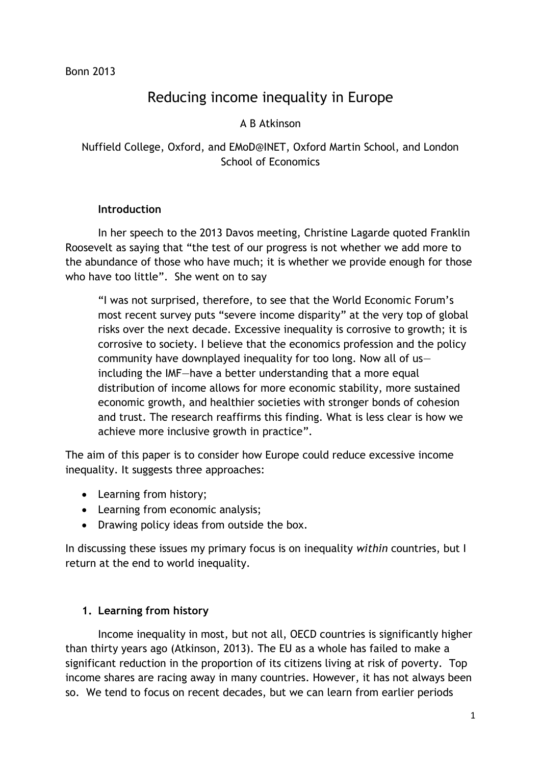Bonn 2013

# Reducing income inequality in Europe

A B Atkinson

Nuffield College, Oxford, and EMoD@INET, Oxford Martin School, and London School of Economics

## Introduction

In her speech to the 2013 Davos meeting, Christine Lagarde quoted Franklin Roosevelt as saying that "the test of our progress is not whether we add more to the abundance of those who have much; it is whether we provide enough for those who have too little". She went on to say

> "I was not surprised, therefore, to see that the World Economic Forum's most recent survey puts "severe income disparity" at the very top of global risks over the next decade. Excessive inequality is corrosive to growth; it is corrosive to society. I believe that the economics profession and the policy community have downplayed inequality for too long. Now all of us—including the IMF—have a better understanding that a more equal distribution of income allows for more economic stability, more sustained economic growth, and healthier societies with stronger bonds of cohesion and trust. The research reaffirms this finding. What is less clear is how we achieve more inclusive growth in practice".

The aim of this paper is to consider how Europe could reduce excessive income inequality. It suggests three approaches:

- Learning from history;
- Learning from economic analysis;
- Drawing policy ideas from outside the box.

In discussing these issues my primary focus is on inequality *within* countries, but I return at the end to world inequality.

## 1. Learning from history

Income inequality in most, but not all, OECD countries is significantly higher than thirty years ago (Atkinson, 2013). The EU as a whole has failed to make a significant reduction in the proportion of its citizens living at risk of poverty. Top income shares are racing away in many countries. However, it has not always been so. We tend to focus on recent decades, but we can learn from earlier periods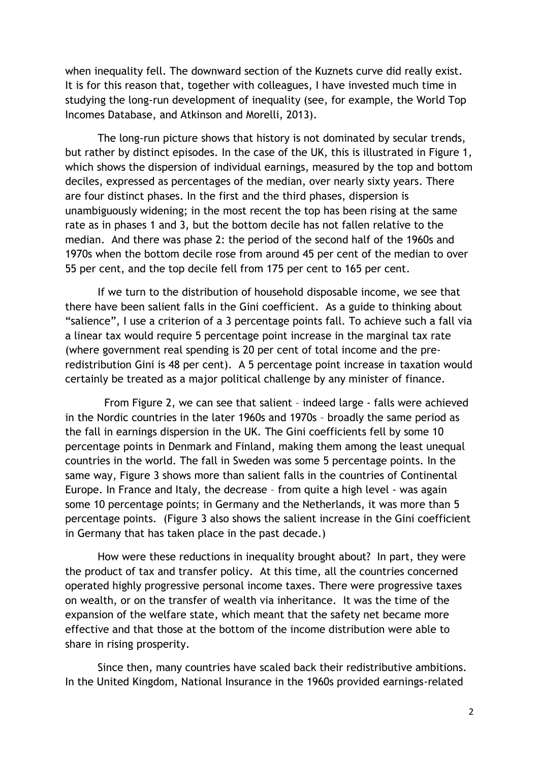when inequality fell. The downward section of the Kuznets curve did really exist. It is for this reason that, together with colleagues, I have invested much time in studying the long-run development of inequality (see, for example, the World Top Incomes Database, and Atkinson and Morelli, 2013).

The long-run picture shows that history is not dominated by secular trends, but rather by distinct episodes. In the case of the UK, this is illustrated in Figure 1, which shows the dispersion of individual earnings, measured by the top and bottom deciles, expressed as percentages of the median, over nearly sixty years. There are four distinct phases. In the first and the third phases, dispersion is unambiguously widening; in the most recent the top has been rising at the same rate as in phases 1 and 3, but the bottom decile has not fallen relative to the median. And there was phase 2: the period of the second half of the 1960s and 1970s when the bottom decile rose from around 45 per cent of the median to over 55 per cent, and the top decile fell from 175 per cent to 165 per cent.

If we turn to the distribution of household disposable income, we see that there have been salient falls in the Gini coefficient. As a guide to thinking about "salience", I use a criterion of a 3 percentage points fall. To achieve such a fall via a linear tax would require 5 percentage point increase in the marginal tax rate (where government real spending is 20 per cent of total income and the pre-redistribution Gini is 48 per cent). A 5 percentage point increase in taxation would certainly be treated as a major political challenge by any minister of finance.

From Figure 2, we can see that salient – indeed large - falls were achieved in the Nordic countries in the later 1960s and 1970s – broadly the same period as the fall in earnings dispersion in the UK. The Gini coefficients fell by some 10 percentage points in Denmark and Finland, making them among the least unequal countries in the world. The fall in Sweden was some 5 percentage points. In the same way, Figure 3 shows more than salient falls in the countries of Continental Europe. In France and Italy, the decrease – from quite a high level - was again some 10 percentage points; in Germany and the Netherlands, it was more than 5 percentage points. (Figure 3 also shows the salient increase in the Gini coefficient in Germany that has taken place in the past decade.)

How were these reductions in inequality brought about? In part, they were the product of tax and transfer policy. At this time, all the countries concerned operated highly progressive personal income taxes. There were progressive taxes on wealth, or on the transfer of wealth via inheritance. It was the time of the expansion of the welfare state, which meant that the safety net became more effective and that those at the bottom of the income distribution were able to share in rising prosperity.

Since then, many countries have scaled back their redistributive ambitions. In the United Kingdom, National Insurance in the 1960s provided earnings-related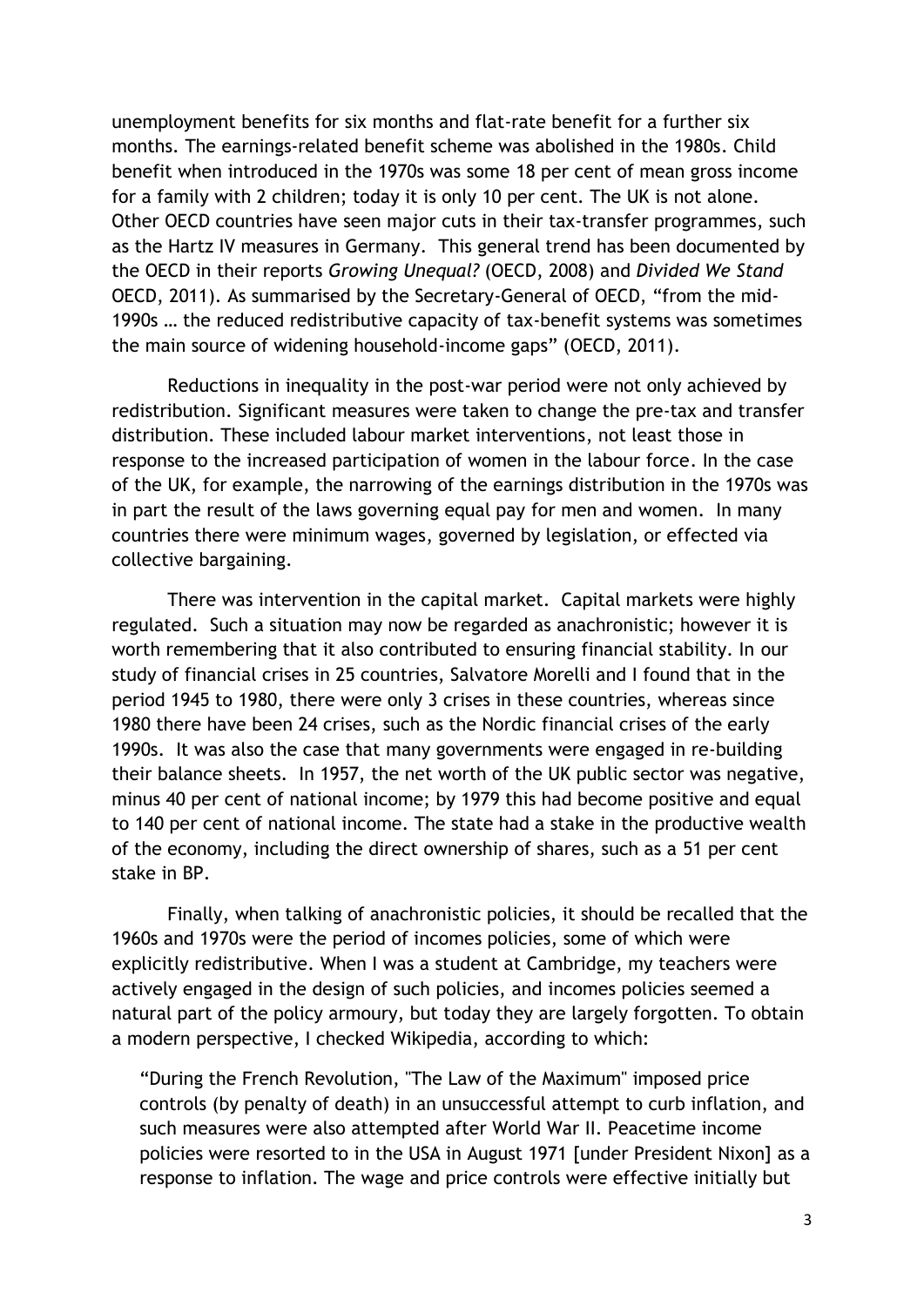unemployment benefits for six months and flat-rate benefit for a further six months. The earnings-related benefit scheme was abolished in the 1980s. Child benefit when introduced in the 1970s was some 18 per cent of mean gross income for a family with 2 children; today it is only 10 per cent. The UK is not alone. Other OECD countries have seen major cuts in their tax-transfer programmes, such as the Hartz IV measures in Germany. This general trend has been documented by the OECD in their reports *Growing Unequal?* (OECD, 2008) and *Divided We Stand* OECD, 2011). As summarised by the Secretary-General of OECD, "from the mid-1990s … the reduced redistributive capacity of tax-benefit systems was sometimes the main source of widening household-income gaps" (OECD, 2011).

Reductions in inequality in the post-war period were not only achieved by redistribution. Significant measures were taken to change the pre-tax and transfer distribution. These included labour market interventions, not least those in response to the increased participation of women in the labour force. In the case of the UK, for example, the narrowing of the earnings distribution in the 1970s was in part the result of the laws governing equal pay for men and women. In many countries there were minimum wages, governed by legislation, or effected via collective bargaining.

There was intervention in the capital market. Capital markets were highly regulated. Such a situation may now be regarded as anachronistic; however it is worth remembering that it also contributed to ensuring financial stability. In our study of financial crises in 25 countries, Salvatore Morelli and I found that in the period 1945 to 1980, there were only 3 crises in these countries, whereas since 1980 there have been 24 crises, such as the Nordic financial crises of the early 1990s. It was also the case that many governments were engaged in re-building their balance sheets. In 1957, the net worth of the UK public sector was negative, minus 40 per cent of national income; by 1979 this had become positive and equal to 140 per cent of national income. The state had a stake in the productive wealth of the economy, including the direct ownership of shares, such as a 51 per cent stake in BP.

Finally, when talking of anachronistic policies, it should be recalled that the 1960s and 1970s were the period of incomes policies, some of which were explicitly redistributive. When I was a student at Cambridge, my teachers were actively engaged in the design of such policies, and incomes policies seemed a natural part of the policy armoury, but today they are largely forgotten. To obtain a modern perspective, I checked Wikipedia, according to which:

> "During the French Revolution, "The Law of the Maximum" imposed price controls (by penalty of death) in an unsuccessful attempt to curb inflation, and such measures were also attempted after World War II. Peacetime income policies were resorted to in the USA in August 1971 [under President Nixon] as a response to inflation. The wage and price controls were effective initially but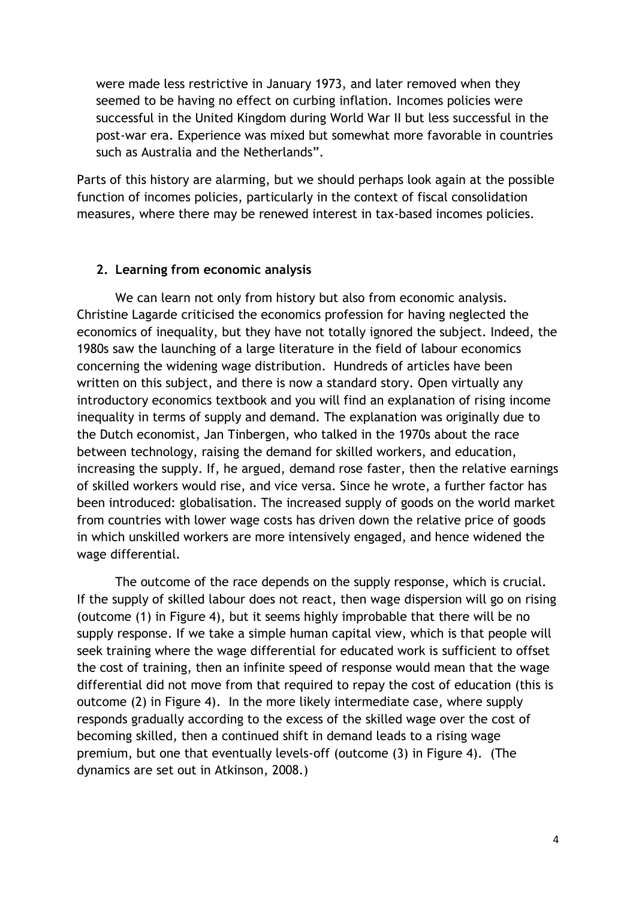were made less restrictive in January 1973, and later removed when they seemed to be having no effect on curbing inflation. Incomes policies were successful in the United Kingdom during World War II but less successful in the post-war era. Experience was mixed but somewhat more favorable in countries such as Australia and the Netherlands".

Parts of this history are alarming, but we should perhaps look again at the possible function of incomes policies, particularly in the context of fiscal consolidation measures, where there may be renewed interest in tax-based incomes policies.

## 2. Learning from economic analysis

We can learn not only from history but also from economic analysis. Christine Lagarde criticised the economics profession for having neglected the economics of inequality, but they have not totally ignored the subject. Indeed, the 1980s saw the launching of a large literature in the field of labour economics concerning the widening wage distribution. Hundreds of articles have been written on this subject, and there is now a standard story. Open virtually any introductory economics textbook and you will find an explanation of rising income inequality in terms of supply and demand. The explanation was originally due to the Dutch economist, Jan Tinbergen, who talked in the 1970s about the race between technology, raising the demand for skilled workers, and education, increasing the supply. If, he argued, demand rose faster, then the relative earnings of skilled workers would rise, and vice versa. Since he wrote, a further factor has been introduced: globalisation. The increased supply of goods on the world market from countries with lower wage costs has driven down the relative price of goods in which unskilled workers are more intensively engaged, and hence widened the wage differential.

The outcome of the race depends on the supply response, which is crucial. If the supply of skilled labour does not react, then wage dispersion will go on rising (outcome (1) in Figure 4), but it seems highly improbable that there will be no supply response. If we take a simple human capital view, which is that people will seek training where the wage differential for educated work is sufficient to offset the cost of training, then an infinite speed of response would mean that the wage differential did not move from that required to repay the cost of education (this is outcome (2) in Figure 4). In the more likely intermediate case, where supply responds gradually according to the excess of the skilled wage over the cost of becoming skilled, then a continued shift in demand leads to a rising wage premium, but one that eventually levels-off (outcome (3) in Figure 4). (The dynamics are set out in Atkinson, 2008.)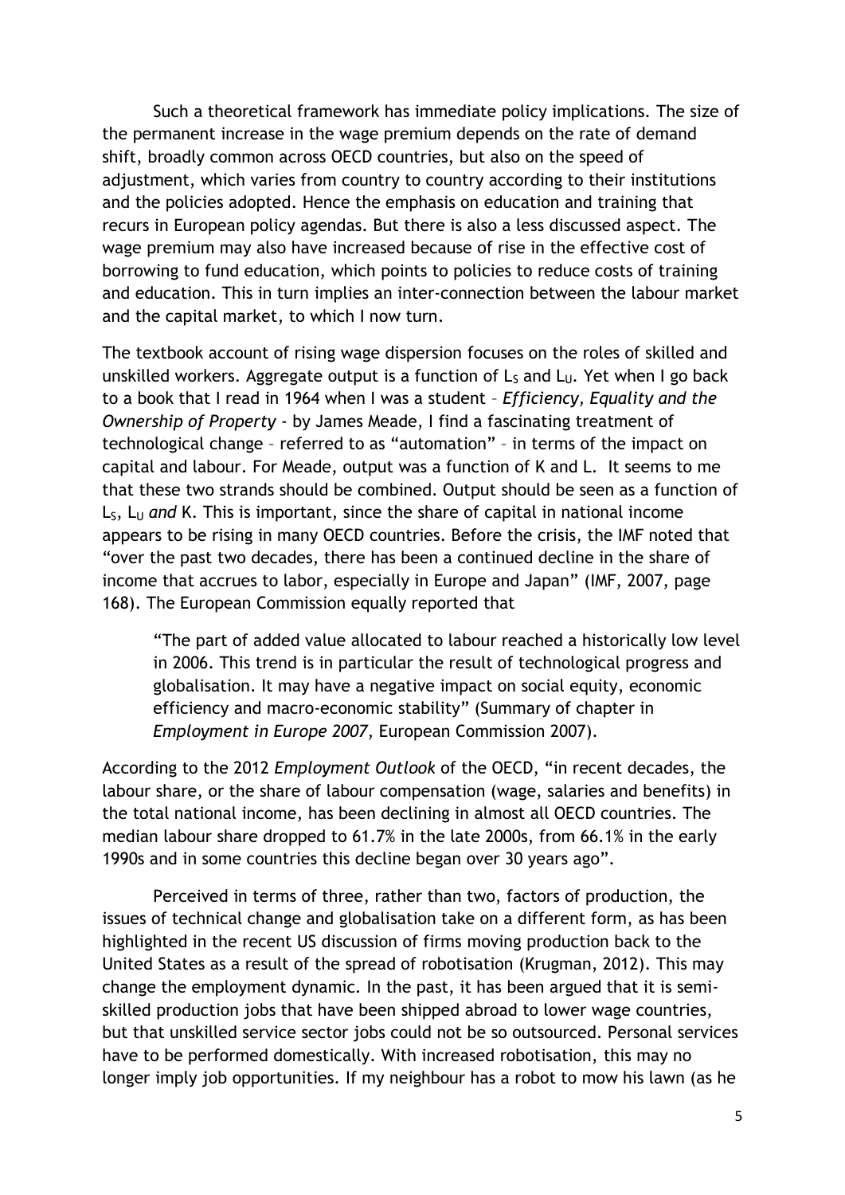Such a theoretical framework has immediate policy implications. The size of the permanent increase in the wage premium depends on the rate of demand shift, broadly common across OECD countries, but also on the speed of adjustment, which varies from country to country according to their institutions and the policies adopted. Hence the emphasis on education and training that recurs in European policy agendas. But there is also a less discussed aspect. The wage premium may also have increased because of rise in the effective cost of borrowing to fund education, which points to policies to reduce costs of training and education. This in turn implies an inter-connection between the labour market and the capital market, to which I now turn.

The textbook account of rising wage dispersion focuses on the roles of skilled and unskilled workers. Aggregate output is a function of $L_S$ and $L_U$. Yet when I go back to a book that I read in 1964 when I was a student – *Efficiency, Equality and the Ownership of Property* - by James Meade, I find a fascinating treatment of technological change – referred to as "automation" – in terms of the impact on capital and labour. For Meade, output was a function of K and L. It seems to me that these two strands should be combined. Output should be seen as a function of $L_S$, $L_U$ *and* K. This is important, since the share of capital in national income appears to be rising in many OECD countries. Before the crisis, the IMF noted that "over the past two decades, there has been a continued decline in the share of income that accrues to labor, especially in Europe and Japan" (IMF, 2007, page 168). The European Commission equally reported that

> "The part of added value allocated to labour reached a historically low level in 2006. This trend is in particular the result of technological progress and globalisation. It may have a negative impact on social equity, economic efficiency and macro-economic stability" (Summary of chapter in *Employment in Europe 2007*, European Commission 2007).

According to the 2012 *Employment Outlook* of the OECD, "in recent decades, the labour share, or the share of labour compensation (wage, salaries and benefits) in the total national income, has been declining in almost all OECD countries. The median labour share dropped to 61.7% in the late 2000s, from 66.1% in the early 1990s and in some countries this decline began over 30 years ago".

Perceived in terms of three, rather than two, factors of production, the issues of technical change and globalisation take on a different form, as has been highlighted in the recent US discussion of firms moving production back to the United States as a result of the spread of robotisation (Krugman, 2012). This may change the employment dynamic. In the past, it has been argued that it is semi-skilled production jobs that have been shipped abroad to lower wage countries, but that unskilled service sector jobs could not be so outsourced. Personal services have to be performed domestically. With increased robotisation, this may no longer imply job opportunities. If my neighbour has a robot to mow his lawn (as he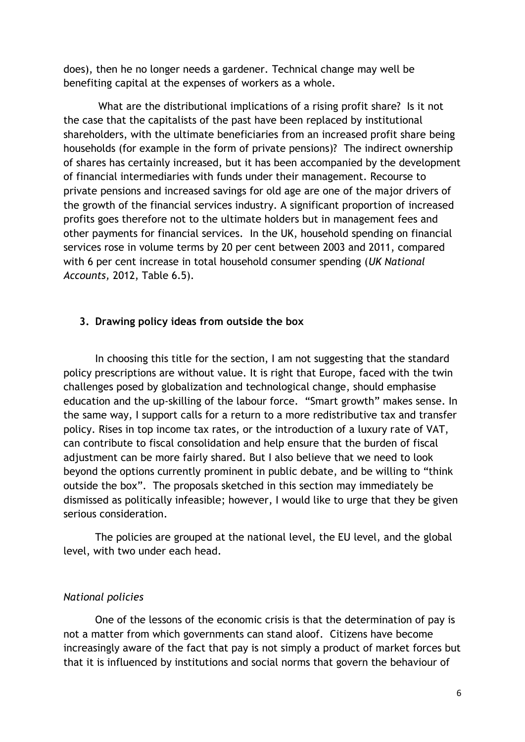does), then he no longer needs a gardener. Technical change may well be benefiting capital at the expenses of workers as a whole.

What are the distributional implications of a rising profit share? Is it not the case that the capitalists of the past have been replaced by institutional shareholders, with the ultimate beneficiaries from an increased profit share being households (for example in the form of private pensions)? The indirect ownership of shares has certainly increased, but it has been accompanied by the development of financial intermediaries with funds under their management. Recourse to private pensions and increased savings for old age are one of the major drivers of the growth of the financial services industry. A significant proportion of increased profits goes therefore not to the ultimate holders but in management fees and other payments for financial services. In the UK, household spending on financial services rose in volume terms by 20 per cent between 2003 and 2011, compared with 6 per cent increase in total household consumer spending (*UK National Accounts,* 2012, Table 6.5).

## 3. Drawing policy ideas from outside the box

In choosing this title for the section, I am not suggesting that the standard policy prescriptions are without value. It is right that Europe, faced with the twin challenges posed by globalization and technological change, should emphasise education and the up-skilling of the labour force. "Smart growth" makes sense. In the same way, I support calls for a return to a more redistributive tax and transfer policy. Rises in top income tax rates, or the introduction of a luxury rate of VAT, can contribute to fiscal consolidation and help ensure that the burden of fiscal adjustment can be more fairly shared. But I also believe that we need to look beyond the options currently prominent in public debate, and be willing to "think outside the box". The proposals sketched in this section may immediately be dismissed as politically infeasible; however, I would like to urge that they be given serious consideration.

The policies are grouped at the national level, the EU level, and the global level, with two under each head.

### *National policies*

One of the lessons of the economic crisis is that the determination of pay is not a matter from which governments can stand aloof. Citizens have become increasingly aware of the fact that pay is not simply a product of market forces but that it is influenced by institutions and social norms that govern the behaviour of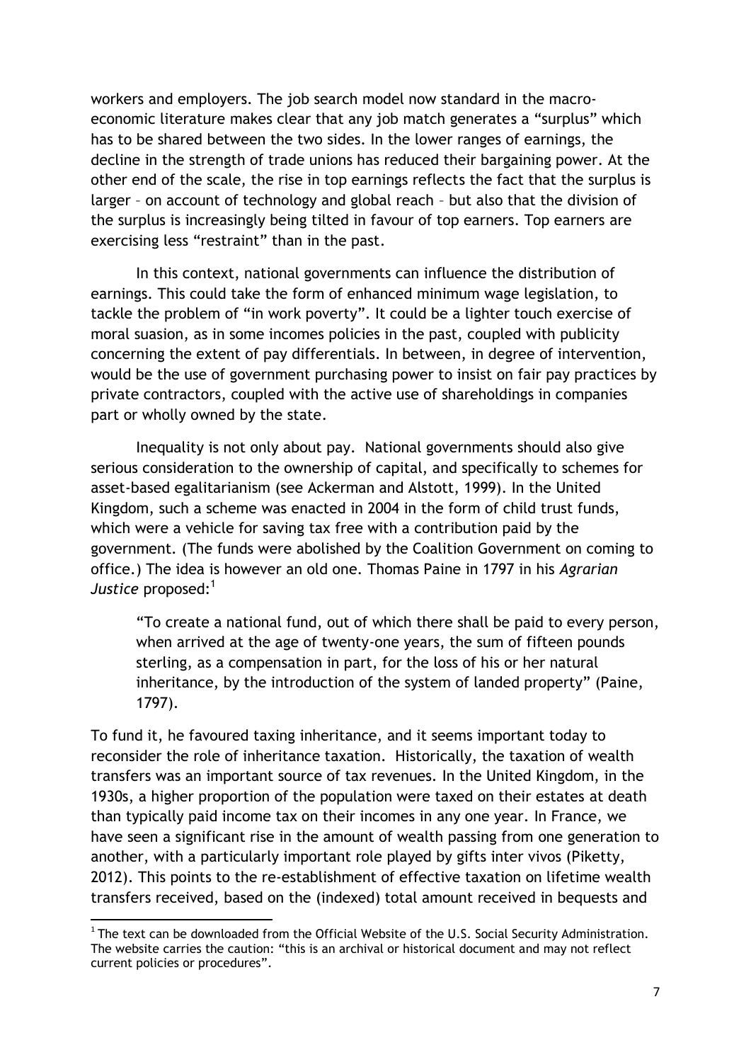workers and employers. The job search model now standard in the macro-economic literature makes clear that any job match generates a "surplus" which has to be shared between the two sides. In the lower ranges of earnings, the decline in the strength of trade unions has reduced their bargaining power. At the other end of the scale, the rise in top earnings reflects the fact that the surplus is larger – on account of technology and global reach – but also that the division of the surplus is increasingly being tilted in favour of top earners. Top earners are exercising less "restraint" than in the past.

In this context, national governments can influence the distribution of earnings. This could take the form of enhanced minimum wage legislation, to tackle the problem of "in work poverty". It could be a lighter touch exercise of moral suasion, as in some incomes policies in the past, coupled with publicity concerning the extent of pay differentials. In between, in degree of intervention, would be the use of government purchasing power to insist on fair pay practices by private contractors, coupled with the active use of shareholdings in companies part or wholly owned by the state.

Inequality is not only about pay. National governments should also give serious consideration to the ownership of capital, and specifically to schemes for asset-based egalitarianism (see Ackerman and Alstott, 1999). In the United Kingdom, such a scheme was enacted in 2004 in the form of child trust funds, which were a vehicle for saving tax free with a contribution paid by the government. (The funds were abolished by the Coalition Government on coming to office.) The idea is however an old one. Thomas Paine in 1797 in his *Agrarian Justice* proposed:[1]

> "To create a national fund, out of which there shall be paid to every person, when arrived at the age of twenty-one years, the sum of fifteen pounds sterling, as a compensation in part, for the loss of his or her natural inheritance, by the introduction of the system of landed property" (Paine, 1797).

To fund it, he favoured taxing inheritance, and it seems important today to reconsider the role of inheritance taxation. Historically, the taxation of wealth transfers was an important source of tax revenues. In the United Kingdom, in the 1930s, a higher proportion of the population were taxed on their estates at death than typically paid income tax on their incomes in any one year. In France, we have seen a significant rise in the amount of wealth passing from one generation to another, with a particularly important role played by gifts inter vivos (Piketty, 2012). This points to the re-establishment of effective taxation on lifetime wealth transfers received, based on the (indexed) total amount received in bequests and

---

[1] The text can be downloaded from the Official Website of the U.S. Social Security Administration. The website carries the caution: "this is an archival or historical document and may not reflect current policies or procedures".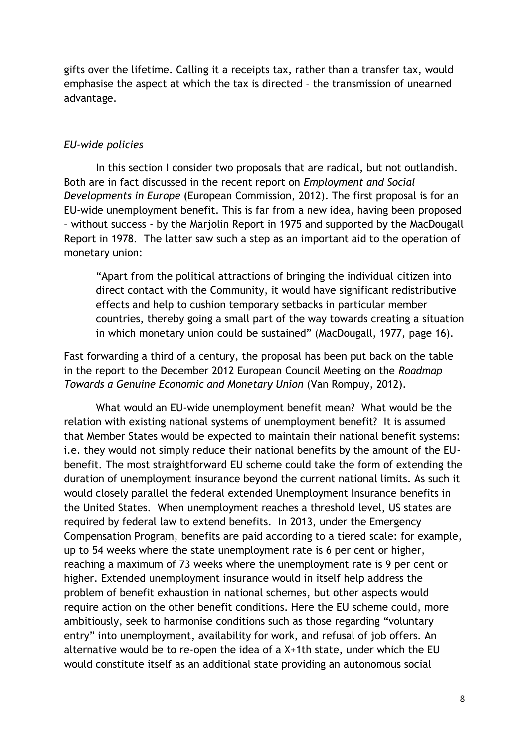gifts over the lifetime. Calling it a receipts tax, rather than a transfer tax, would emphasise the aspect at which the tax is directed – the transmission of unearned advantage.

### *EU-wide policies*

In this section I consider two proposals that are radical, but not outlandish. Both are in fact discussed in the recent report on *Employment and Social Developments in Europe* (European Commission, 2012). The first proposal is for an EU-wide unemployment benefit. This is far from a new idea, having been proposed – without success - by the Marjolin Report in 1975 and supported by the MacDougall Report in 1978. The latter saw such a step as an important aid to the operation of monetary union:

> "Apart from the political attractions of bringing the individual citizen into direct contact with the Community, it would have significant redistributive effects and help to cushion temporary setbacks in particular member countries, thereby going a small part of the way towards creating a situation in which monetary union could be sustained" (MacDougall, 1977, page 16).

Fast forwarding a third of a century, the proposal has been put back on the table in the report to the December 2012 European Council Meeting on the *Roadmap Towards a Genuine Economic and Monetary Union* (Van Rompuy, 2012).

What would an EU-wide unemployment benefit mean? What would be the relation with existing national systems of unemployment benefit? It is assumed that Member States would be expected to maintain their national benefit systems: i.e. they would not simply reduce their national benefits by the amount of the EU-benefit. The most straightforward EU scheme could take the form of extending the duration of unemployment insurance beyond the current national limits. As such it would closely parallel the federal extended Unemployment Insurance benefits in the United States. When unemployment reaches a threshold level, US states are required by federal law to extend benefits. In 2013, under the Emergency Compensation Program, benefits are paid according to a tiered scale: for example, up to 54 weeks where the state unemployment rate is 6 per cent or higher, reaching a maximum of 73 weeks where the unemployment rate is 9 per cent or higher. Extended unemployment insurance would in itself help address the problem of benefit exhaustion in national schemes, but other aspects would require action on the other benefit conditions. Here the EU scheme could, more ambitiously, seek to harmonise conditions such as those regarding "voluntary entry" into unemployment, availability for work, and refusal of job offers. An alternative would be to re-open the idea of a X+1th state, under which the EU would constitute itself as an additional state providing an autonomous social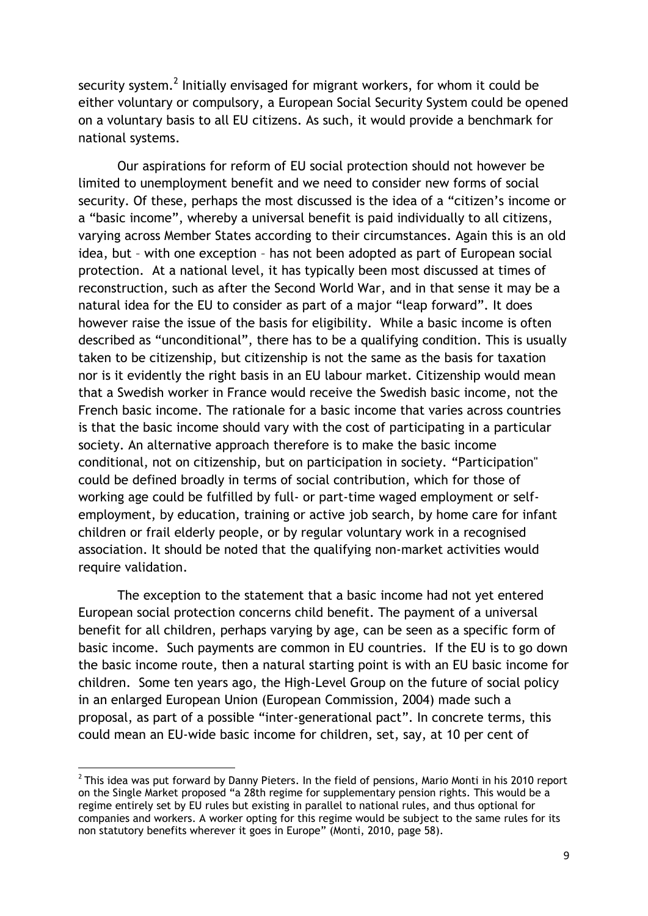security system.[2] Initially envisaged for migrant workers, for whom it could be either voluntary or compulsory, a European Social Security System could be opened on a voluntary basis to all EU citizens. As such, it would provide a benchmark for national systems.

Our aspirations for reform of EU social protection should not however be limited to unemployment benefit and we need to consider new forms of social security. Of these, perhaps the most discussed is the idea of a "citizen's income or a "basic income", whereby a universal benefit is paid individually to all citizens, varying across Member States according to their circumstances. Again this is an old idea, but – with one exception – has not been adopted as part of European social protection. At a national level, it has typically been most discussed at times of reconstruction, such as after the Second World War, and in that sense it may be a natural idea for the EU to consider as part of a major "leap forward". It does however raise the issue of the basis for eligibility. While a basic income is often described as "unconditional", there has to be a qualifying condition. This is usually taken to be citizenship, but citizenship is not the same as the basis for taxation nor is it evidently the right basis in an EU labour market. Citizenship would mean that a Swedish worker in France would receive the Swedish basic income, not the French basic income. The rationale for a basic income that varies across countries is that the basic income should vary with the cost of participating in a particular society. An alternative approach therefore is to make the basic income conditional, not on citizenship, but on participation in society. "Participation" could be defined broadly in terms of social contribution, which for those of working age could be fulfilled by full- or part-time waged employment or self-employment, by education, training or active job search, by home care for infant children or frail elderly people, or by regular voluntary work in a recognised association. It should be noted that the qualifying non-market activities would require validation.

The exception to the statement that a basic income had not yet entered European social protection concerns child benefit. The payment of a universal benefit for all children, perhaps varying by age, can be seen as a specific form of basic income. Such payments are common in EU countries. If the EU is to go down the basic income route, then a natural starting point is with an EU basic income for children. Some ten years ago, the High-Level Group on the future of social policy in an enlarged European Union (European Commission, 2004) made such a proposal, as part of a possible "inter-generational pact". In concrete terms, this could mean an EU-wide basic income for children, set, say, at 10 per cent of

[2] This idea was put forward by Danny Pieters. In the field of pensions, Mario Monti in his 2010 report on the Single Market proposed "a 28th regime for supplementary pension rights. This would be a regime entirely set by EU rules but existing in parallel to national rules, and thus optional for companies and workers. A worker opting for this regime would be subject to the same rules for its non statutory benefits wherever it goes in Europe" (Monti, 2010, page 58).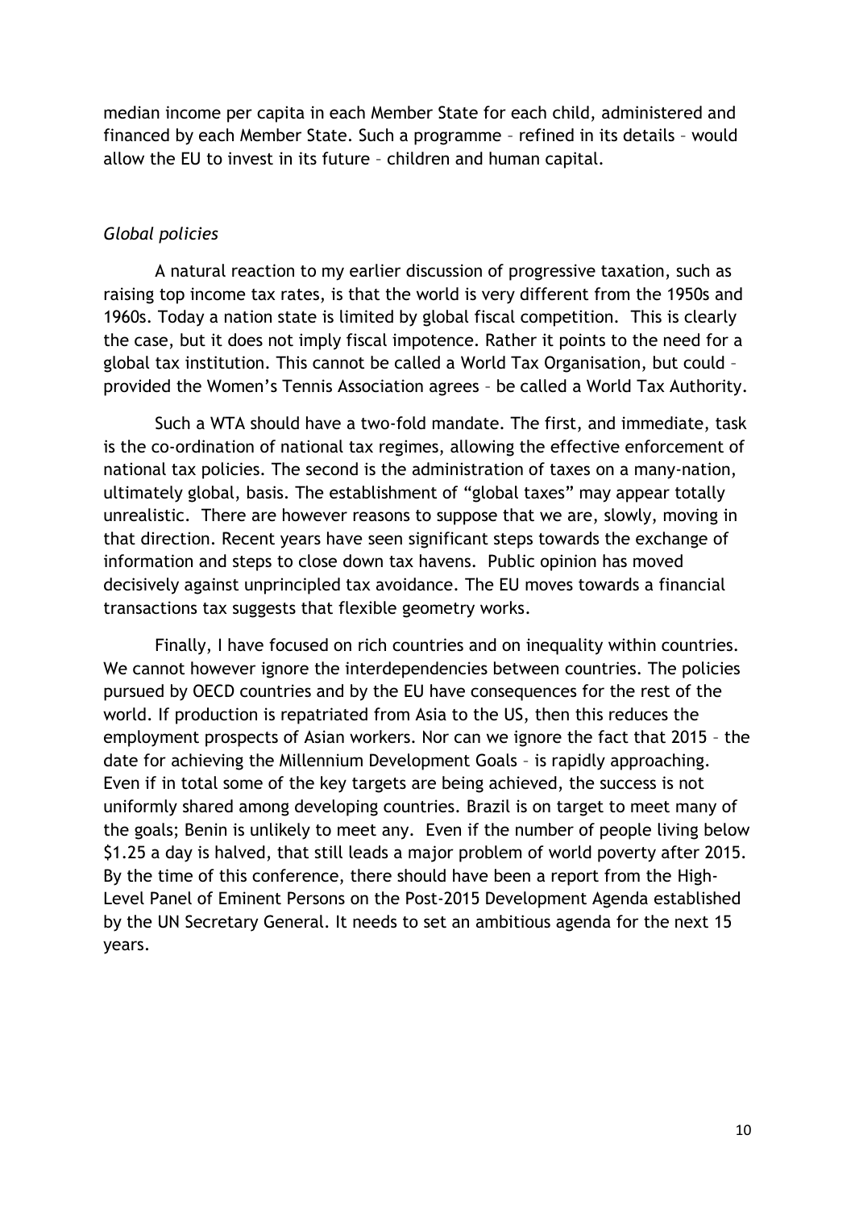median income per capita in each Member State for each child, administered and financed by each Member State. Such a programme – refined in its details – would allow the EU to invest in its future – children and human capital.

*Global policies*

A natural reaction to my earlier discussion of progressive taxation, such as raising top income tax rates, is that the world is very different from the 1950s and 1960s. Today a nation state is limited by global fiscal competition. This is clearly the case, but it does not imply fiscal impotence. Rather it points to the need for a global tax institution. This cannot be called a World Tax Organisation, but could – provided the Women's Tennis Association agrees – be called a World Tax Authority.

Such a WTA should have a two-fold mandate. The first, and immediate, task is the co-ordination of national tax regimes, allowing the effective enforcement of national tax policies. The second is the administration of taxes on a many-nation, ultimately global, basis. The establishment of "global taxes" may appear totally unrealistic. There are however reasons to suppose that we are, slowly, moving in that direction. Recent years have seen significant steps towards the exchange of information and steps to close down tax havens. Public opinion has moved decisively against unprincipled tax avoidance. The EU moves towards a financial transactions tax suggests that flexible geometry works.

Finally, I have focused on rich countries and on inequality within countries. We cannot however ignore the interdependencies between countries. The policies pursued by OECD countries and by the EU have consequences for the rest of the world. If production is repatriated from Asia to the US, then this reduces the employment prospects of Asian workers. Nor can we ignore the fact that 2015 – the date for achieving the Millennium Development Goals – is rapidly approaching. Even if in total some of the key targets are being achieved, the success is not uniformly shared among developing countries. Brazil is on target to meet many of the goals; Benin is unlikely to meet any. Even if the number of people living below $1.25 a day is halved, that still leads a major problem of world poverty after 2015. By the time of this conference, there should have been a report from the High-Level Panel of Eminent Persons on the Post-2015 Development Agenda established by the UN Secretary General. It needs to set an ambitious agenda for the next 15 years.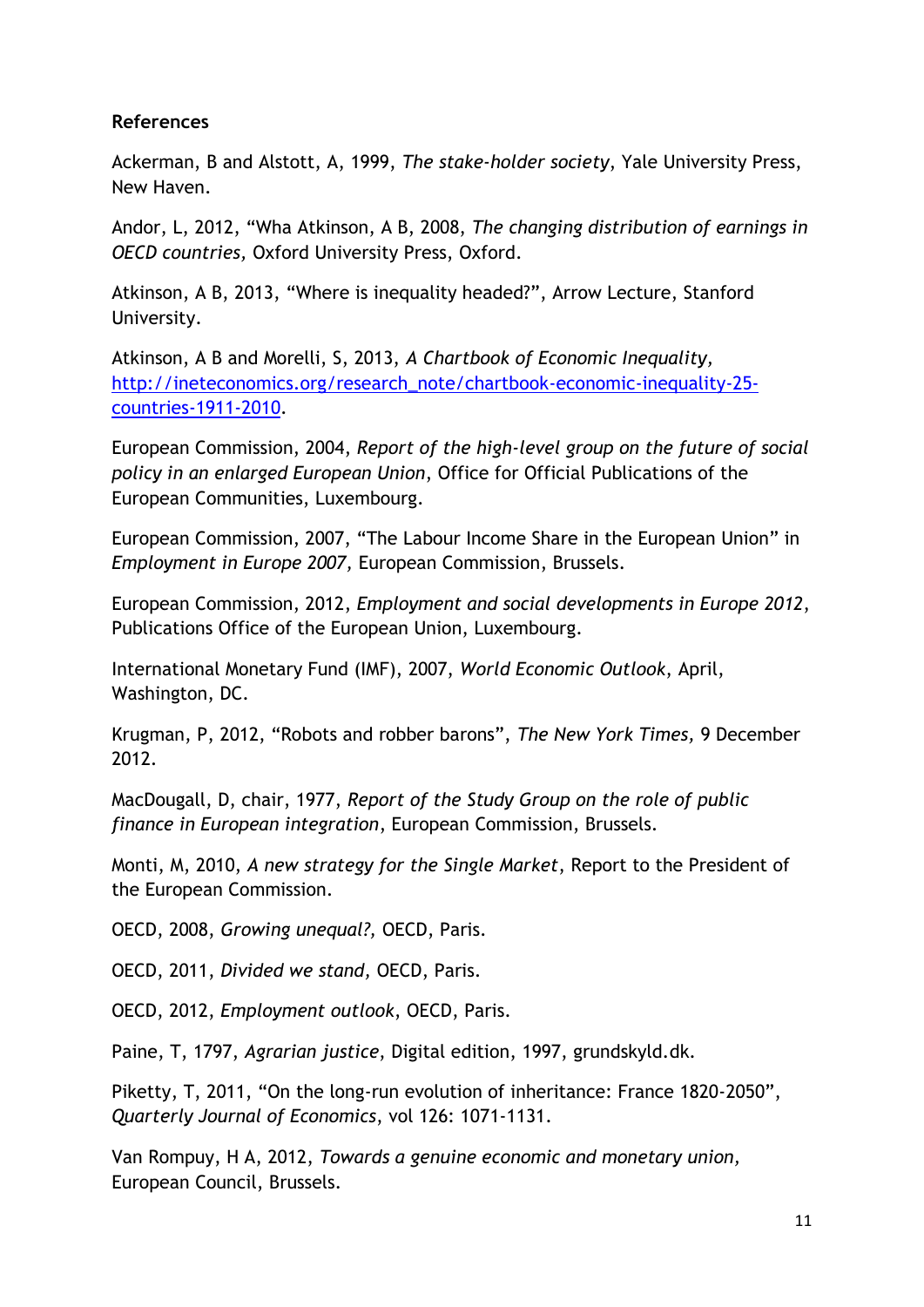**References**

Ackerman, B and Alstott, A, 1999, *The stake-holder society*, Yale University Press, New Haven.

Andor, L, 2012, "Wha Atkinson, A B, 2008, *The changing distribution of earnings in OECD countries,* Oxford University Press, Oxford.

Atkinson, A B, 2013, "Where is inequality headed?", Arrow Lecture, Stanford University.

Atkinson, A B and Morelli, S, 2013, *A Chartbook of Economic Inequality,* http://ineteconomics.org/research_note/chartbook-economic-inequality-25-countries-1911-2010.

European Commission, 2004, *Report of the high-level group on the future of social policy in an enlarged European Union*, Office for Official Publications of the European Communities, Luxembourg.

European Commission, 2007, "The Labour Income Share in the European Union" in *Employment in Europe 2007,* European Commission, Brussels.

European Commission, 2012, *Employment and social developments in Europe 2012*, Publications Office of the European Union, Luxembourg.

International Monetary Fund (IMF), 2007, *World Economic Outlook*, April, Washington, DC.

Krugman, P, 2012, "Robots and robber barons", *The New York Times,* 9 December 2012.

MacDougall, D, chair, 1977, *Report of the Study Group on the role of public finance in European integration*, European Commission, Brussels.

Monti, M, 2010, *A new strategy for the Single Market*, Report to the President of the European Commission.

OECD, 2008, *Growing unequal?,* OECD, Paris.

OECD, 2011, *Divided we stand,* OECD, Paris.

OECD, 2012, *Employment outlook*, OECD, Paris.

Paine, T, 1797, *Agrarian justice*, Digital edition, 1997, grundskyld.dk.

Piketty, T, 2011, "On the long-run evolution of inheritance: France 1820-2050", *Quarterly Journal of Economics*, vol 126: 1071-1131.

Van Rompuy, H A, 2012, *Towards a genuine economic and monetary union,* European Council, Brussels.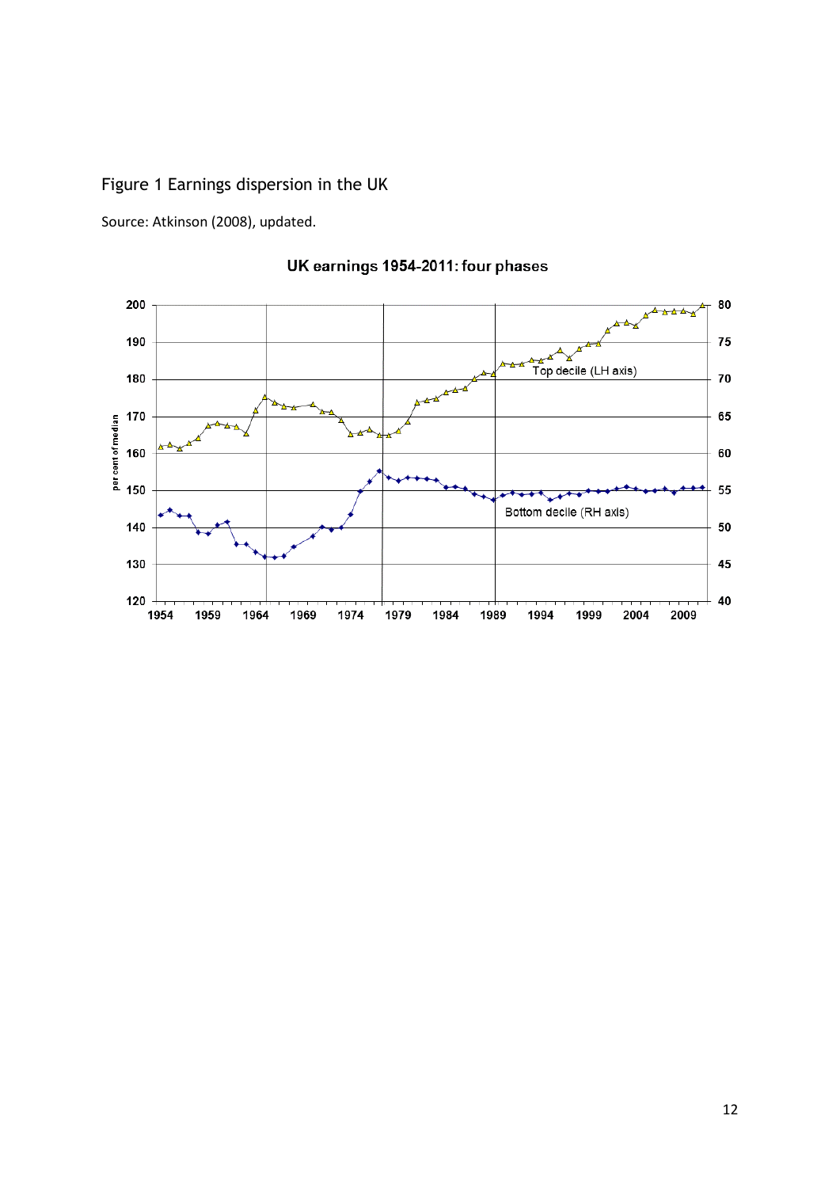Figure 1 Earnings dispersion in the UK

Source: Atkinson (2008), updated.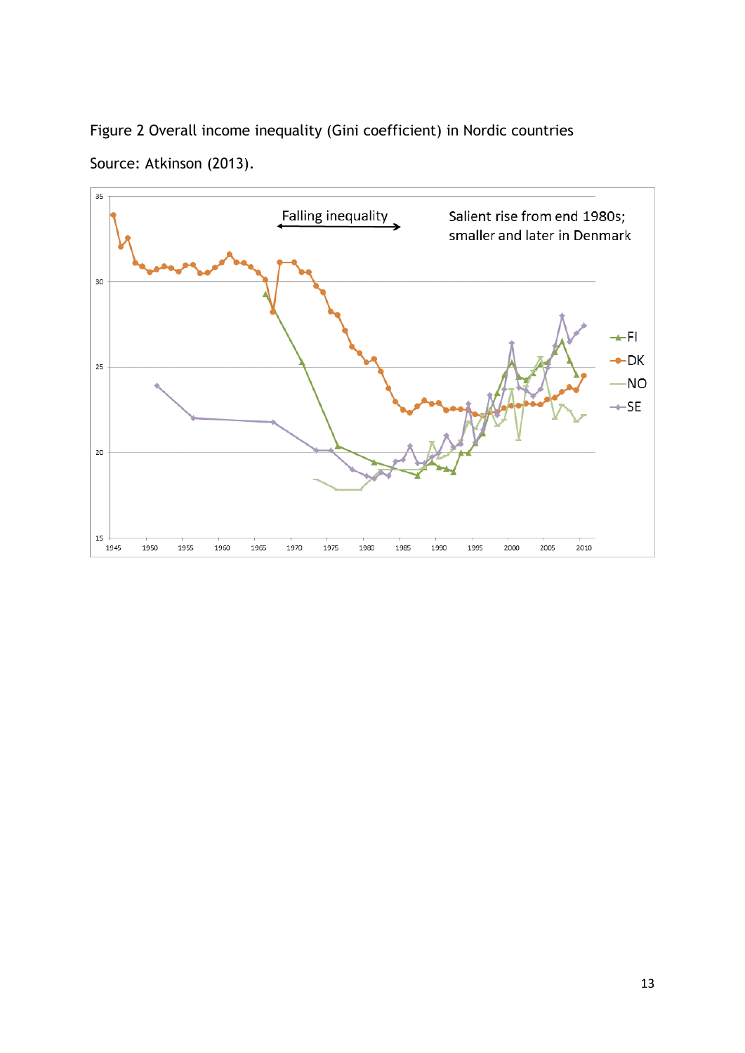Figure 2 Overall income inequality (Gini coefficient) in Nordic countries

Source: Atkinson (2013).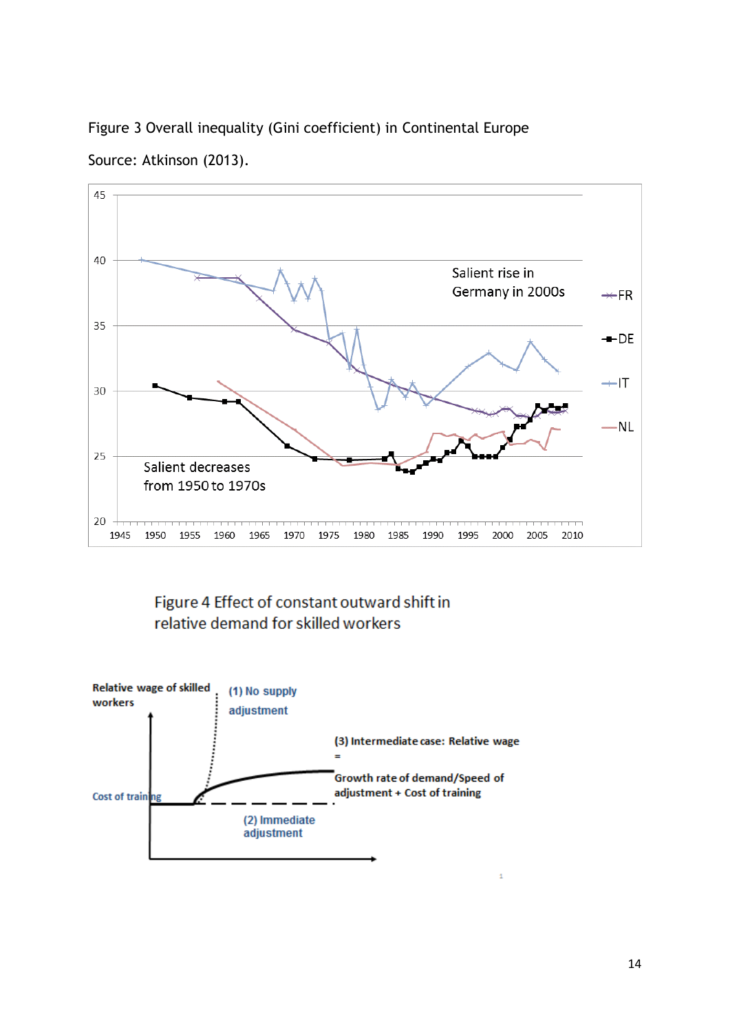Figure 3 Overall inequality (Gini coefficient) in Continental Europe

Source: Atkinson (2013).

45
40
35
30
25
20

1945 1950 1955 1960 1965 1970 1975 1980 1985 1990 1995 2000 2005 2010

Salient rise in Germany in 2000s

Salient decreases from 1950 to 1970s

FR
DE
IT
NL

Figure 4 Effect of constant outward shift in relative demand for skilled workers

Relative wage of skilled workers

(1) No supply adjustment

(3) Intermediate case: Relative wage = Growth rate of demand/Speed of adjustment + Cost of training

Cost of training

(2) Immediate adjustment